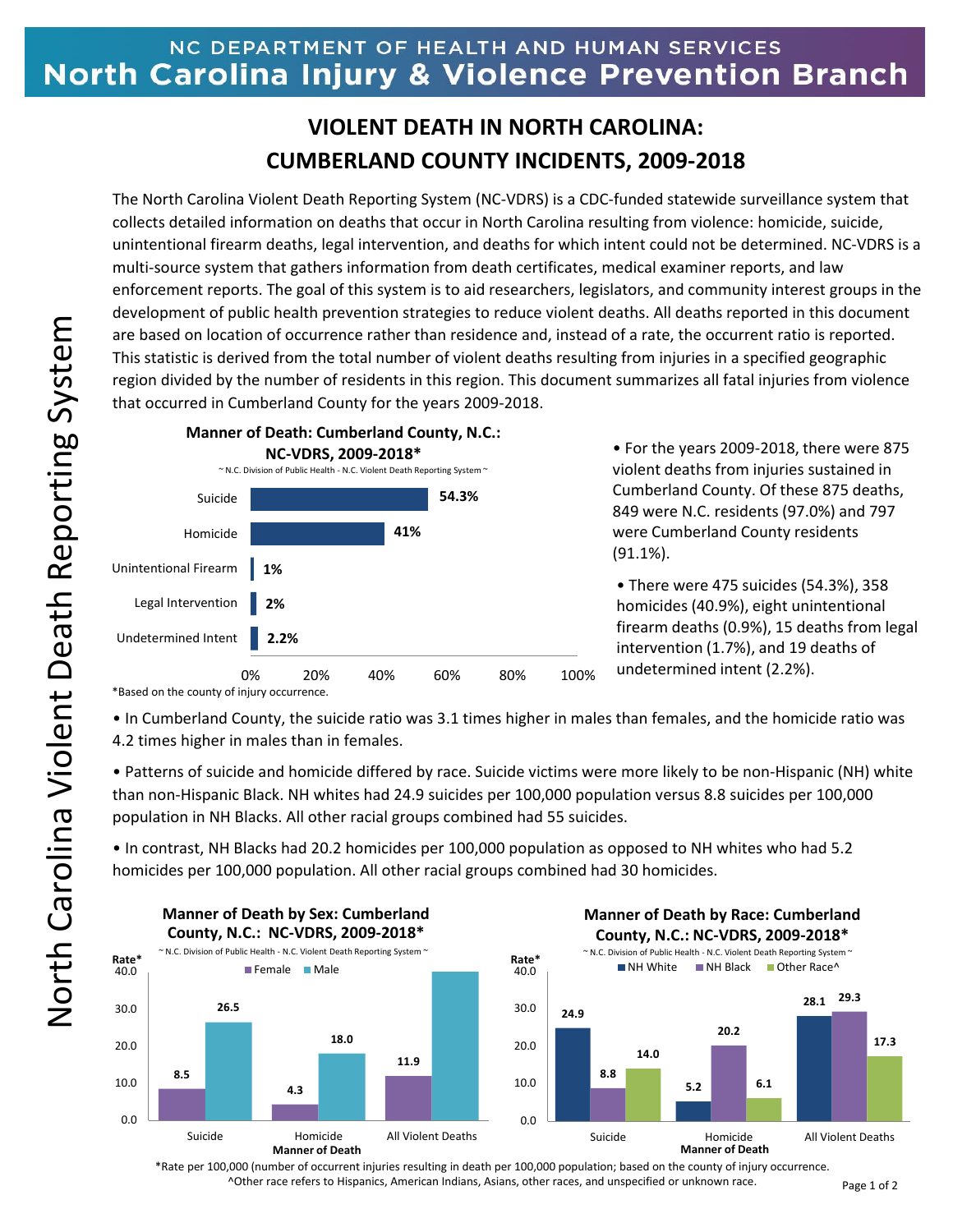NC DEPARTMENT OF HEALTH AND HUMAN SERVICES
**North Carolina Injury & Violence Prevention Branch**

North Carolina Violent Death Reporting System

# VIOLENT DEATH IN NORTH CAROLINA: CUMBERLAND COUNTY INCIDENTS, 2009-2018

The North Carolina Violent Death Reporting System (NC-VDRS) is a CDC-funded statewide surveillance system that collects detailed information on deaths that occur in North Carolina resulting from violence: homicide, suicide, unintentional firearm deaths, legal intervention, and deaths for which intent could not be determined. NC-VDRS is a multi-source system that gathers information from death certificates, medical examiner reports, and law enforcement reports. The goal of this system is to aid researchers, legislators, and community interest groups in the development of public health prevention strategies to reduce violent deaths. All deaths reported in this document are based on location of occurrence rather than residence and, instead of a rate, the occurrent ratio is reported. This statistic is derived from the total number of violent deaths resulting from injuries in a specified geographic region divided by the number of residents in this region. This document summarizes all fatal injuries from violence that occurred in Cumberland County for the years 2009-2018.

**Manner of Death: Cumberland County, N.C.: NC-VDRS, 2009-2018***

~ N.C. Division of Public Health - N.C. Violent Death Reporting System ~

| Manner of Death | Percent |
|---|---|
| Suicide | 54.3% |
| Homicide | 41% |
| Unintentional Firearm | 1% |
| Legal Intervention | 2% |
| Undetermined Intent | 2.2% |

*Based on the county of injury occurrence.

- For the years 2009-2018, there were 875 violent deaths from injuries sustained in Cumberland County. Of these 875 deaths, 849 were N.C. residents (97.0%) and 797 were Cumberland County residents (91.1%).
- There were 475 suicides (54.3%), 358 homicides (40.9%), eight unintentional firearm deaths (0.9%), 15 deaths from legal intervention (1.7%), and 19 deaths of undetermined intent (2.2%).
- In Cumberland County, the suicide ratio was 3.1 times higher in males than females, and the homicide ratio was 4.2 times higher in males than in females.
- Patterns of suicide and homicide differed by race. Suicide victims were more likely to be non-Hispanic (NH) white than non-Hispanic Black. NH whites had 24.9 suicides per 100,000 population versus 8.8 suicides per 100,000 population in NH Blacks. All other racial groups combined had 55 suicides.
- In contrast, NH Blacks had 20.2 homicides per 100,000 population as opposed to NH whites who had 5.2 homicides per 100,000 population. All other racial groups combined had 30 homicides.

**Manner of Death by Sex: Cumberland County, N.C.: NC-VDRS, 2009-2018***

~ N.C. Division of Public Health - N.C. Violent Death Reporting System ~

| Manner of Death | Female (Rate*) | Male (Rate*) |
|---|---|---|
| Suicide | 8.5 | 26.5 |
| Homicide | 4.3 | 18.0 |
| All Violent Deaths | 11.9 | |

**Manner of Death by Race: Cumberland County, N.C.: NC-VDRS, 2009-2018***

~ N.C. Division of Public Health - N.C. Violent Death Reporting System ~

| Manner of Death | NH White (Rate*) | NH Black (Rate*) | Other Race^ (Rate*) |
|---|---|---|---|
| Suicide | 24.9 | 8.8 | 14.0 |
| Homicide | 5.2 | 20.2 | 6.1 |
| All Violent Deaths | 28.1 | 29.3 | 17.3 |

*Rate per 100,000 (number of occurrent injuries resulting in death per 100,000 population; based on the county of injury occurrence.

^Other race refers to Hispanics, American Indians, Asians, other races, and unspecified or unknown race.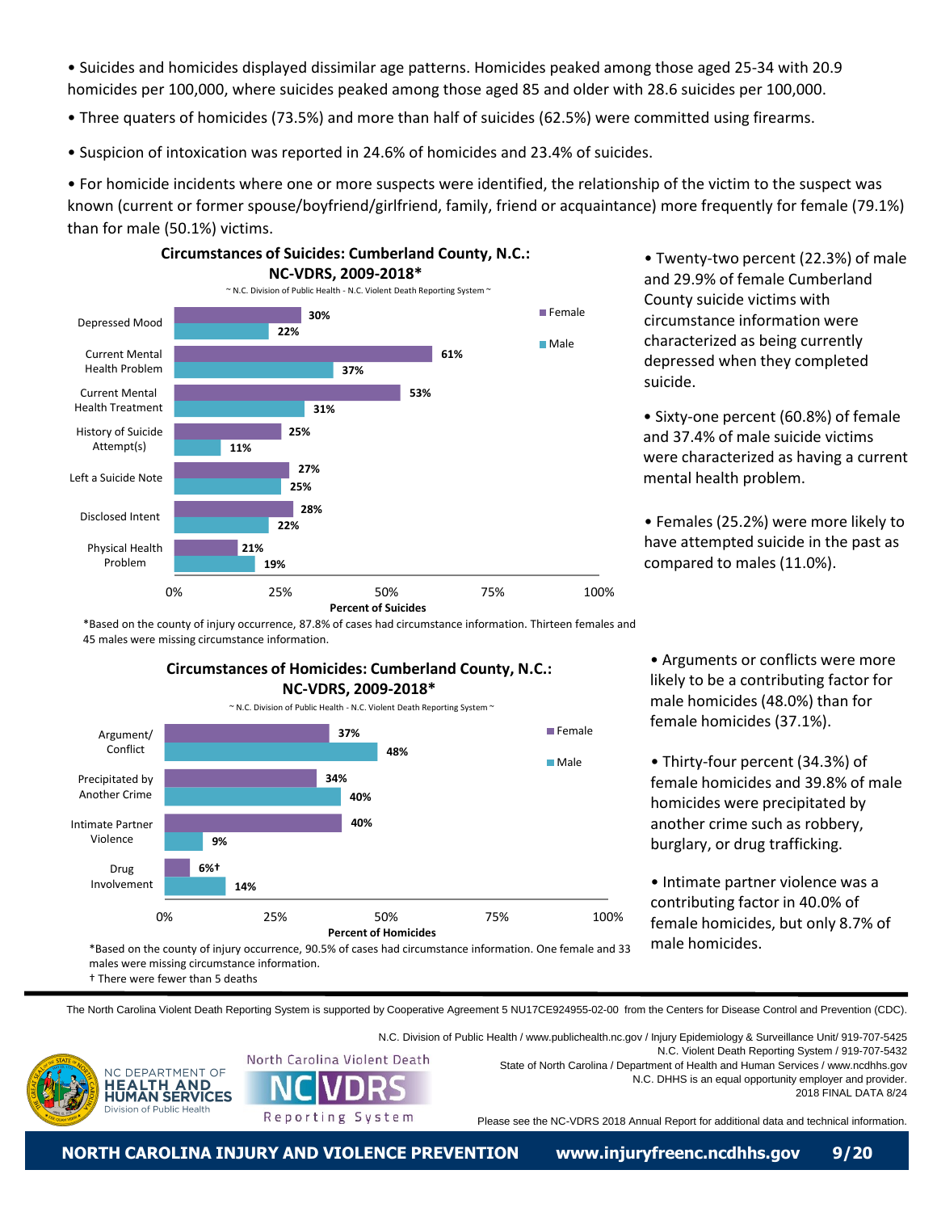- Suicides and homicides displayed dissimilar age patterns. Homicides peaked among those aged 25-34 with 20.9 homicides per 100,000, where suicides peaked among those aged 85 and older with 28.6 suicides per 100,000.
- Three quaters of homicides (73.5%) and more than half of suicides (62.5%) were committed using firearms.
- Suspicion of intoxication was reported in 24.6% of homicides and 23.4% of suicides.
- For homicide incidents where one or more suspects were identified, the relationship of the victim to the suspect was known (current or former spouse/boyfriend/girlfriend, family, friend or acquaintance) more frequently for female (79.1%) than for male (50.1%) victims.

**Circumstances of Suicides: Cumberland County, N.C.: NC-VDRS, 2009-2018***

~ N.C. Division of Public Health - N.C. Violent Death Reporting System ~

Female
Male

Depressed Mood 30% 22%
Current Mental Health Problem 61% 37%
Current Mental Health Treatment 53% 31%
History of Suicide Attempt(s) 25% 11%
Left a Suicide Note 27% 25%
Disclosed Intent 28% 22%
Physical Health Problem 21% 19%

0% 25% 50% 75% 100%
Percent of Suicides

*Based on the county of injury occurrence, 87.8% of cases had circumstance information. Thirteen females and 45 males were missing circumstance information.

- Twenty-two percent (22.3%) of male and 29.9% of female Cumberland County suicide victims with circumstance information were characterized as being currently depressed when they completed suicide.
- Sixty-one percent (60.8%) of female and 37.4% of male suicide victims were characterized as having a current mental health problem.
- Females (25.2%) were more likely to have attempted suicide in the past as compared to males (11.0%).

**Circumstances of Homicides: Cumberland County, N.C.: NC-VDRS, 2009-2018***

~ N.C. Division of Public Health - N.C. Violent Death Reporting System ~

Female
Male

Argument/ Conflict 37% 48%
Precipitated by Another Crime 34% 40%
Intimate Partner Violence 40% 9%
Drug Involvement 6%† 14%

0% 25% 50% 75% 100%
Percent of Homicides

*Based on the county of injury occurrence, 90.5% of cases had circumstance information. One female and 33 males were missing circumstance information.
† There were fewer than 5 deaths

- Arguments or conflicts were more likely to be a contributing factor for male homicides (48.0%) than for female homicides (37.1%).
- Thirty-four percent (34.3%) of female homicides and 39.8% of male homicides were precipitated by another crime such as robbery, burglary, or drug trafficking.
- Intimate partner violence was a contributing factor in 40.0% of female homicides, but only 8.7% of male homicides.

The North Carolina Violent Death Reporting System is supported by Cooperative Agreement 5 NU17CE924955-02-00 from the Centers for Disease Control and Prevention (CDC).

N.C. Division of Public Health / www.publichealth.nc.gov / Injury Epidemiology & Surveillance Unit/ 919-707-5425
N.C. Violent Death Reporting System / 919-707-5432
State of North Carolina / Department of Health and Human Services / www.ncdhhs.gov
N.C. DHHS is an equal opportunity employer and provider.
2018 FINAL DATA 8/24

Please see the NC-VDRS 2018 Annual Report for additional data and technical information.

NORTH CAROLINA INJURY AND VIOLENCE PREVENTION www.injuryfreenc.ncdhhs.gov